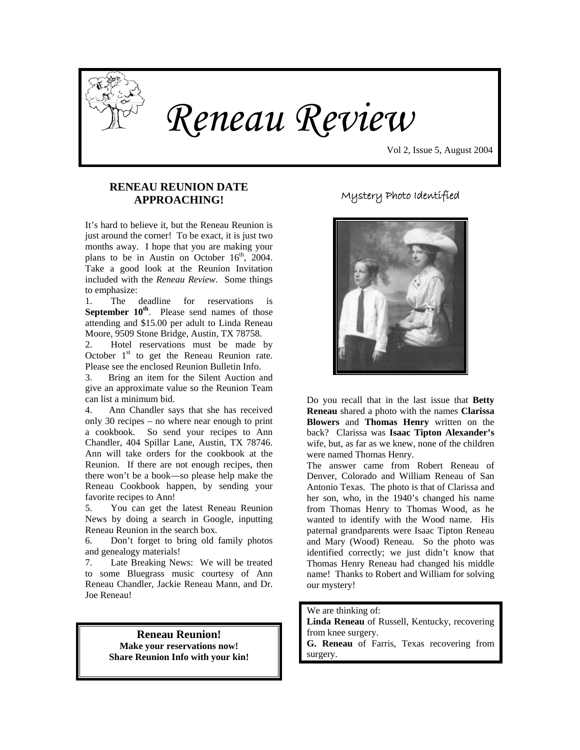# Reneau Review

Vol 2, Issue 5, August 2004

## RENEAU REUNION DATE APPROACHING!

It's hard to believe it, but the Reneau Reunion is just around the corner! To be exact, it is just two months away. I hope that you are making your plans to be in Austin on October 16th, 2004. Take a good look at the Reunion Invitation included with the *Reneau Review*. Some things to emphasize:

1. The deadline for reservations is **September 10th**. Please send names of those attending and $15.00 per adult to Linda Reneau Moore, 9509 Stone Bridge, Austin, TX 78758.
2. Hotel reservations must be made by October 1st to get the Reneau Reunion rate. Please see the enclosed Reunion Bulletin Info.
3. Bring an item for the Silent Auction and give an approximate value so the Reunion Team can list a minimum bid.
4. Ann Chandler says that she has received only 30 recipes – no where near enough to print a cookbook. So send your recipes to Ann Chandler, 404 Spillar Lane, Austin, TX 78746. Ann will take orders for the cookbook at the Reunion. If there are not enough recipes, then there won't be a book—so please help make the Reneau Cookbook happen, by sending your favorite recipes to Ann!
5. You can get the latest Reneau Reunion News by doing a search in Google, inputting Reneau Reunion in the search box.
6. Don't forget to bring old family photos and genealogy materials!
7. Late Breaking News: We will be treated to some Bluegrass music courtesy of Ann Reneau Chandler, Jackie Reneau Mann, and Dr. Joe Reneau!

**Reneau Reunion!**
**Make your reservations now!**
**Share Reunion Info with your kin!**

## Mystery Photo Identified

Do you recall that in the last issue that **Betty Reneau** shared a photo with the names **Clarissa Blowers** and **Thomas Henry** written on the back? Clarissa was **Isaac Tipton Alexander's** wife, but, as far as we knew, none of the children were named Thomas Henry.

The answer came from Robert Reneau of Denver, Colorado and William Reneau of San Antonio Texas. The photo is that of Clarissa and her son, who, in the 1940's changed his name from Thomas Henry to Thomas Wood, as he wanted to identify with the Wood name. His paternal grandparents were Isaac Tipton Reneau and Mary (Wood) Reneau. So the photo was identified correctly; we just didn't know that Thomas Henry Reneau had changed his middle name! Thanks to Robert and William for solving our mystery!

We are thinking of:

**Linda Reneau** of Russell, Kentucky, recovering from knee surgery.

**G. Reneau** of Farris, Texas recovering from surgery.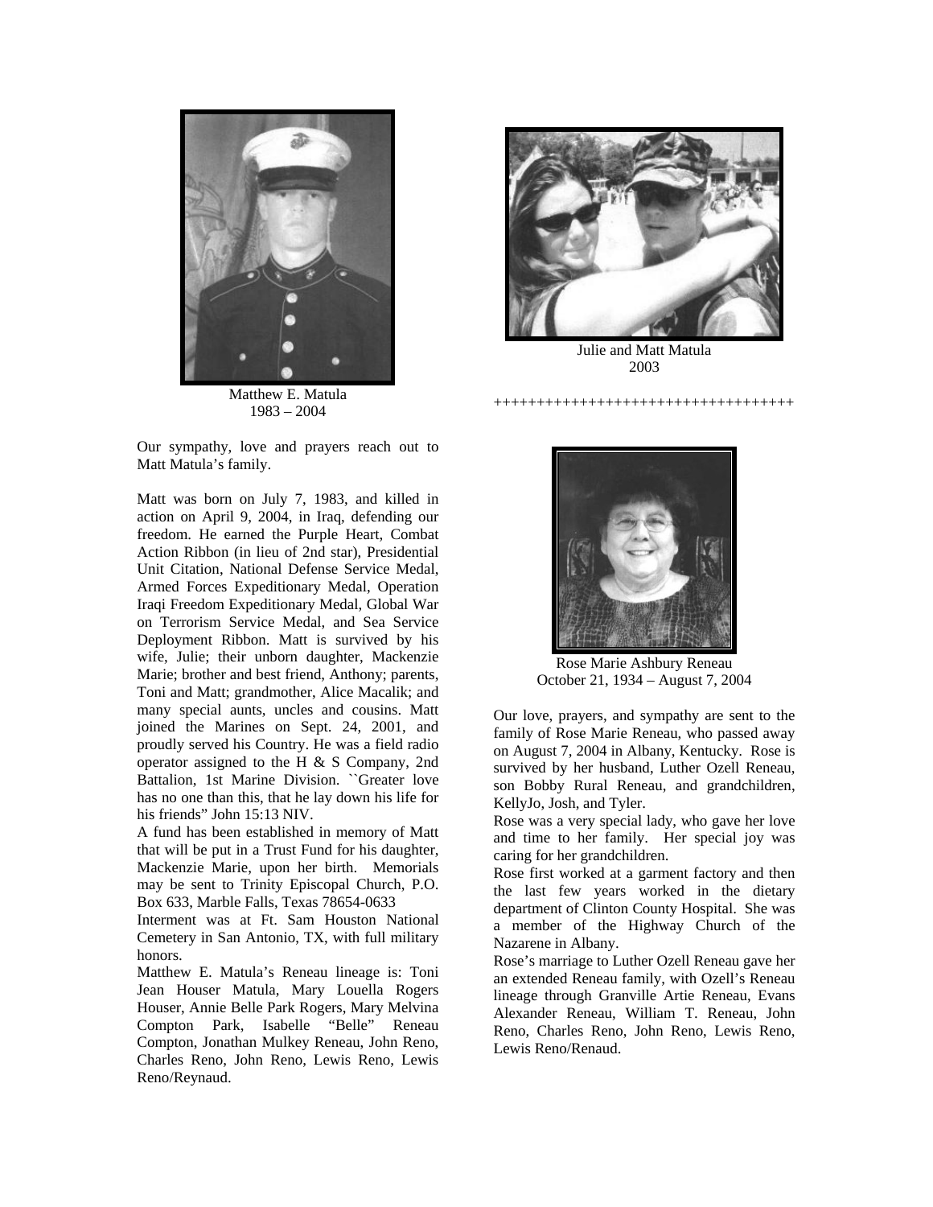Matthew E. Matula
1983 – 2004

Our sympathy, love and prayers reach out to Matt Matula's family.

Matt was born on July 7, 1983, and killed in action on April 9, 2004, in Iraq, defending our freedom. He earned the Purple Heart, Combat Action Ribbon (in lieu of 2nd star), Presidential Unit Citation, National Defense Service Medal, Armed Forces Expeditionary Medal, Operation Iraqi Freedom Expeditionary Medal, Global War on Terrorism Service Medal, and Sea Service Deployment Ribbon. Matt is survived by his wife, Julie; their unborn daughter, Mackenzie Marie; brother and best friend, Anthony; parents, Toni and Matt; grandmother, Alice Macalik; and many special aunts, uncles and cousins. Matt joined the Marines on Sept. 24, 2001, and proudly served his Country. He was a field radio operator assigned to the H & S Company, 2nd Battalion, 1st Marine Division. ``Greater love has no one than this, that he lay down his life for his friends" John 15:13 NIV.

A fund has been established in memory of Matt that will be put in a Trust Fund for his daughter, Mackenzie Marie, upon her birth. Memorials may be sent to Trinity Episcopal Church, P.O. Box 633, Marble Falls, Texas 78654-0633

Interment was at Ft. Sam Houston National Cemetery in San Antonio, TX, with full military honors.

Matthew E. Matula's Reneau lineage is: Toni Jean Houser Matula, Mary Louella Rogers Houser, Annie Belle Park Rogers, Mary Melvina Compton Park, Isabelle "Belle" Reneau Compton, Jonathan Mulkey Reneau, John Reno, Charles Reno, John Reno, Lewis Reno, Lewis Reno/Reynaud.

Julie and Matt Matula
2003

+++++++++++++++++++++++++++++++++++

Rose Marie Ashbury Reneau
October 21, 1934 – August 7, 2004

Our love, prayers, and sympathy are sent to the family of Rose Marie Reneau, who passed away on August 7, 2004 in Albany, Kentucky. Rose is survived by her husband, Luther Ozell Reneau, son Bobby Rural Reneau, and grandchildren, KellyJo, Josh, and Tyler.

Rose was a very special lady, who gave her love and time to her family. Her special joy was caring for her grandchildren.

Rose first worked at a garment factory and then the last few years worked in the dietary department of Clinton County Hospital. She was a member of the Highway Church of the Nazarene in Albany.

Rose's marriage to Luther Ozell Reneau gave her an extended Reneau family, with Ozell's Reneau lineage through Granville Artie Reneau, Evans Alexander Reneau, William T. Reneau, John Reno, Charles Reno, John Reno, Lewis Reno, Lewis Reno/Renaud.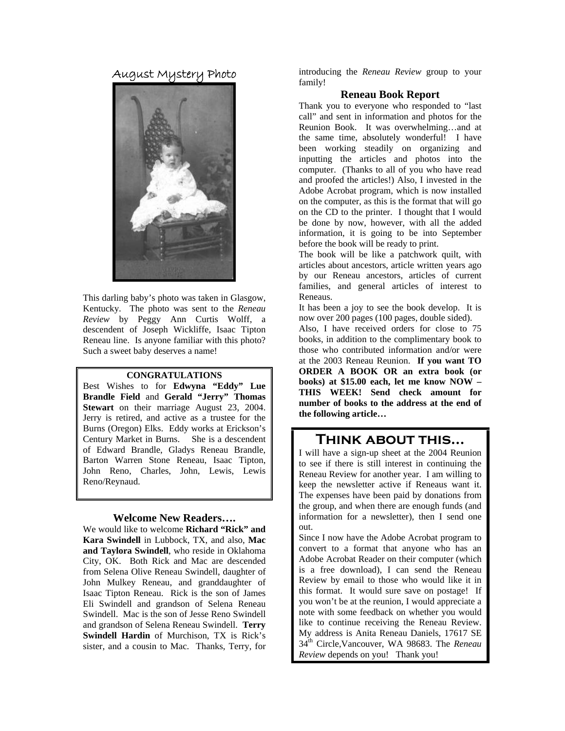## August Mystery Photo

This darling baby's photo was taken in Glasgow, Kentucky. The photo was sent to the *Reneau Review* by Peggy Ann Curtis Wolff, a descendent of Joseph Wickliffe, Isaac Tipton Reneau line. Is anyone familiar with this photo? Such a sweet baby deserves a name!

**CONGRATULATIONS**

Best Wishes to for **Edwyna "Eddy" Lue Brandle Field** and **Gerald "Jerry" Thomas Stewart** on their marriage August 23, 2004. Jerry is retired, and active as a trustee for the Burns (Oregon) Elks. Eddy works at Erickson's Century Market in Burns. She is a descendent of Edward Brandle, Gladys Reneau Brandle, Barton Warren Stone Reneau, Isaac Tipton, John Reno, Charles, John, Lewis, Lewis Reno/Reynaud.

## Welcome New Readers….

We would like to welcome **Richard "Rick" and Kara Swindell** in Lubbock, TX, and also, **Mac and Taylora Swindell**, who reside in Oklahoma City, OK. Both Rick and Mac are descended from Selena Olive Reneau Swindell, daughter of John Mulkey Reneau, and granddaughter of Isaac Tipton Reneau. Rick is the son of James Eli Swindell and grandson of Selena Reneau Swindell. Mac is the son of Jesse Reno Swindell and grandson of Selena Reneau Swindell. **Terry Swindell Hardin** of Murchison, TX is Rick's sister, and a cousin to Mac. Thanks, Terry, for introducing the *Reneau Review* group to your family!

## Reneau Book Report

Thank you to everyone who responded to "last call" and sent in information and photos for the Reunion Book. It was overwhelming…and at the same time, absolutely wonderful! I have been working steadily on organizing and inputting the articles and photos into the computer. (Thanks to all of you who have read and proofed the articles!) Also, I invested in the Adobe Acrobat program, which is now installed on the computer, as this is the format that will go on the CD to the printer. I thought that I would be done by now, however, with all the added information, it is going to be into September before the book will be ready to print.

The book will be like a patchwork quilt, with articles about ancestors, article written years ago by our Reneau ancestors, articles of current families, and general articles of interest to Reneaus.

It has been a joy to see the book develop. It is now over 200 pages (100 pages, double sided).

Also, I have received orders for close to 75 books, in addition to the complimentary book to those who contributed information and/or were at the 2003 Reneau Reunion. **If you want TO ORDER A BOOK OR an extra book (or books) at $15.00 each, let me know NOW – THIS WEEK! Send check amount for number of books to the address at the end of the following article…**

## Think about this…

I will have a sign-up sheet at the 2004 Reunion to see if there is still interest in continuing the Reneau Review for another year. I am willing to keep the newsletter active if Reneaus want it. The expenses have been paid by donations from the group, and when there are enough funds (and information for a newsletter), then I send one out.

Since I now have the Adobe Acrobat program to convert to a format that anyone who has an Adobe Acrobat Reader on their computer (which is a free download), I can send the Reneau Review by email to those who would like it in this format. It would sure save on postage! If you won't be at the reunion, I would appreciate a note with some feedback on whether you would like to continue receiving the Reneau Review. My address is Anita Reneau Daniels, 17617 SE 34th Circle,Vancouver, WA 98683. The *Reneau Review* depends on you! Thank you!